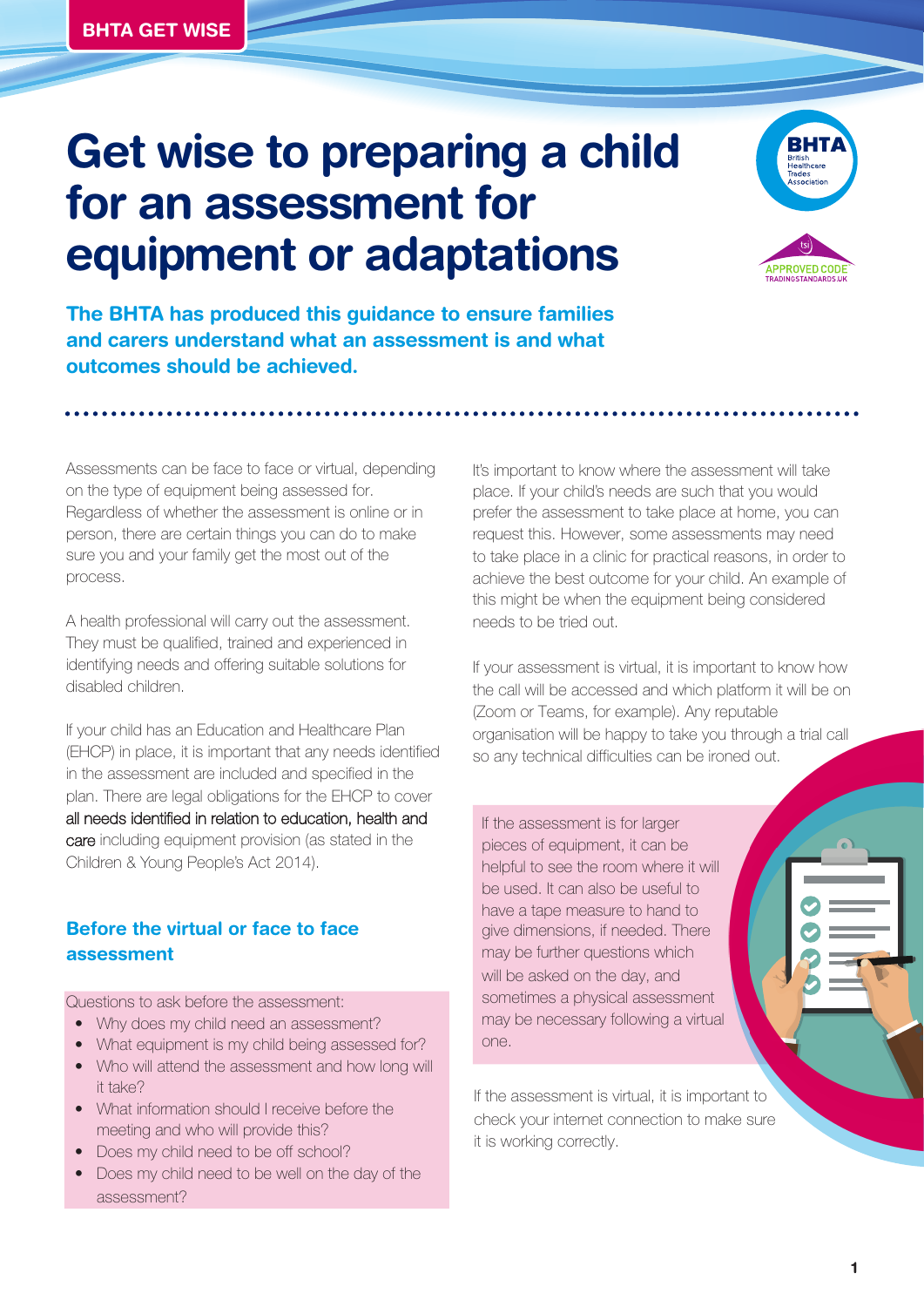BHTA GET WISE

# Get wise to preparing a child for an assessment for equipment or adaptations

**The BHTA has produced this guidance to ensure families and carers understand what an assessment is and what outcomes should be achieved.**

Assessments can be face to face or virtual, depending on the type of equipment being assessed for. Regardless of whether the assessment is online or in person, there are certain things you can do to make sure you and your family get the most out of the process.

A health professional will carry out the assessment. They must be qualified, trained and experienced in identifying needs and offering suitable solutions for disabled children.

If your child has an Education and Healthcare Plan (EHCP) in place, it is important that any needs identified in the assessment are included and specified in the plan. There are legal obligations for the EHCP to cover all needs identified in relation to education, health and care including equipment provision (as stated in the Children & Young People's Act 2014).

## Before the virtual or face to face assessment

Questions to ask before the assessment:

- Why does my child need an assessment?
- What equipment is my child being assessed for?
- Who will attend the assessment and how long will it take?
- What information should I receive before the meeting and who will provide this?
- Does my child need to be off school?
- Does my child need to be well on the day of the assessment?

It's important to know where the assessment will take place. If your child's needs are such that you would prefer the assessment to take place at home, you can request this. However, some assessments may need to take place in a clinic for practical reasons, in order to achieve the best outcome for your child. An example of this might be when the equipment being considered needs to be tried out.

If your assessment is virtual, it is important to know how the call will be accessed and which platform it will be on (Zoom or Teams, for example). Any reputable organisation will be happy to take you through a trial call so any technical difficulties can be ironed out.

If the assessment is for larger pieces of equipment, it can be helpful to see the room where it will be used. It can also be useful to have a tape measure to hand to give dimensions, if needed. There may be further questions which will be asked on the day, and sometimes a physical assessment may be necessary following a virtual one.

If the assessment is virtual, it is important to check your internet connection to make sure it is working correctly.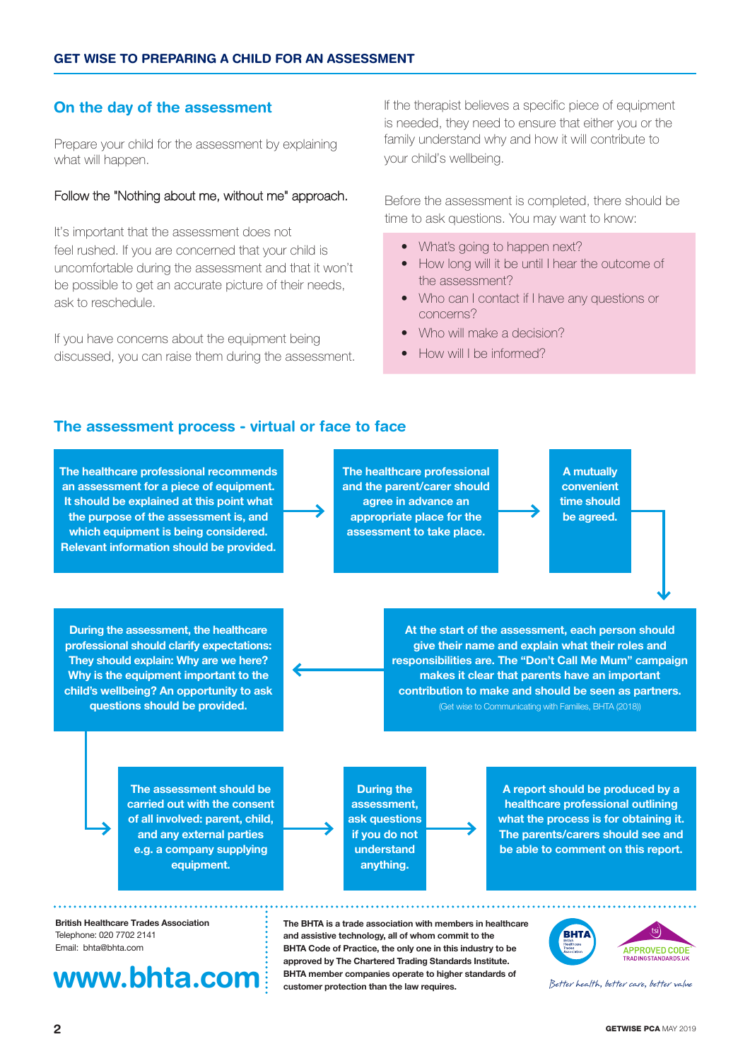## On the day of the assessment

Prepare your child for the assessment by explaining what will happen.

Follow the "Nothing about me, without me" approach.

It's important that the assessment does not feel rushed. If you are concerned that your child is uncomfortable during the assessment and that it won't be possible to get an accurate picture of their needs, ask to reschedule.

If you have concerns about the equipment being discussed, you can raise them during the assessment.

If the therapist believes a specific piece of equipment is needed, they need to ensure that either you or the family understand why and how it will contribute to your child's wellbeing.

Before the assessment is completed, there should be time to ask questions. You may want to know:

- What's going to happen next?
- How long will it be until I hear the outcome of the assessment?
- Who can I contact if I have any questions or concerns?
- Who will make a decision?
- How will I be informed?

## The assessment process - virtual or face to face

**The healthcare professional recommends an assessment for a piece of equipment. It should be explained at this point what the purpose of the assessment is, and which equipment is being considered. Relevant information should be provided.**

→ **The healthcare professional and the parent/carer should agree in advance an appropriate place for the assessment to take place.**

→ **A mutually convenient time should be agreed.**

→ **At the start of the assessment, each person should give their name and explain what their roles and responsibilities are. The "Don't Call Me Mum" campaign makes it clear that parents have an important contribution to make and should be seen as partners.**
(Get wise to Communicating with Families, BHTA (2018))

→ **During the assessment, the healthcare professional should clarify expectations: They should explain: Why are we here? Why is the equipment important to the child's wellbeing? An opportunity to ask questions should be provided.**

→ **The assessment should be carried out with the consent of all involved: parent, child, and any external parties e.g. a company supplying equipment.**

→ **During the assessment, ask questions if you do not understand anything.**

→ **A report should be produced by a healthcare professional outlining what the process is for obtaining it. The parents/carers should see and be able to comment on this report.**

**British Healthcare Trades Association**
Telephone: 020 7702 2141
Email: bhta@bhta.com

# www.bhta.com

**The BHTA is a trade association with members in healthcare and assistive technology, all of whom commit to the BHTA Code of Practice, the only one in this industry to be approved by The Chartered Trading Standards Institute. BHTA member companies operate to higher standards of customer protection than the law requires.**

BHTA British Healthcare Trades Association

APPROVED CODE TRADINGSTANDARDS.UK

*Better health, better care, better value*